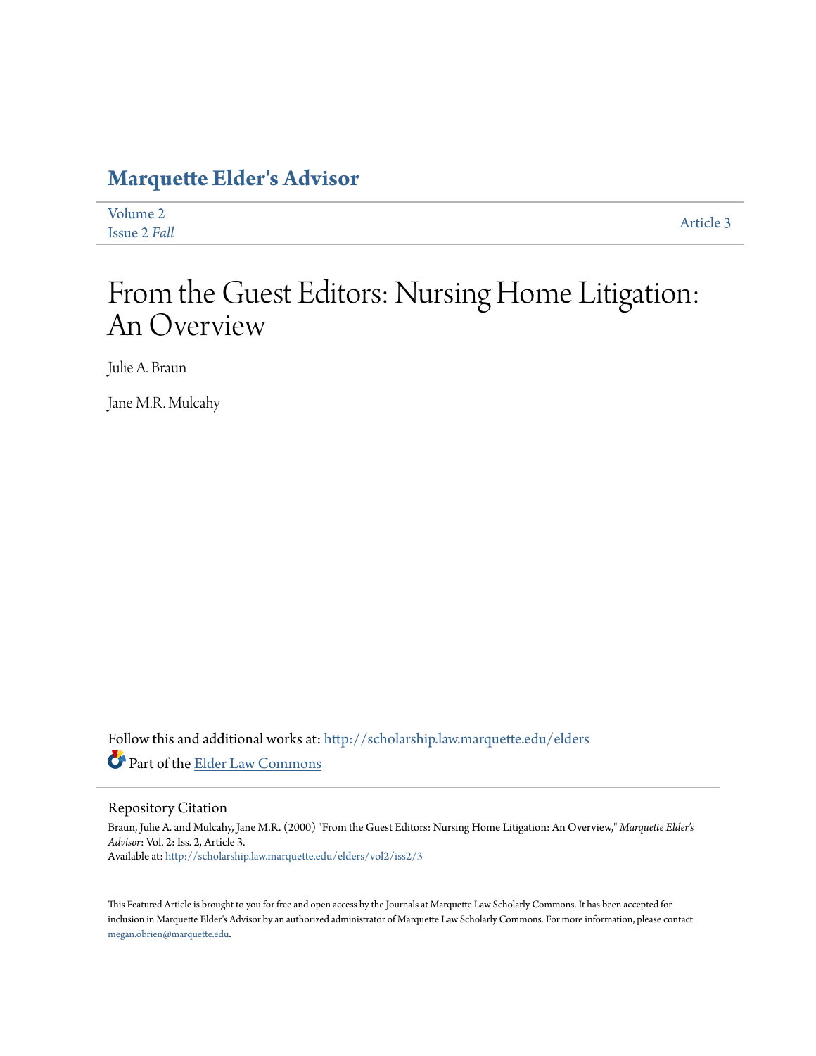# Marquette Elder's Advisor

Volume 2
Issue 2 *Fall*

Article 3

# From the Guest Editors: Nursing Home Litigation: An Overview

Julie A. Braun

Jane M.R. Mulcahy

Follow this and additional works at: http://scholarship.law.marquette.edu/elders

Part of the Elder Law Commons

## Repository Citation

Braun, Julie A. and Mulcahy, Jane M.R. (2000) "From the Guest Editors: Nursing Home Litigation: An Overview," *Marquette Elder's Advisor*: Vol. 2: Iss. 2, Article 3.
Available at: http://scholarship.law.marquette.edu/elders/vol2/iss2/3

This Featured Article is brought to you for free and open access by the Journals at Marquette Law Scholarly Commons. It has been accepted for inclusion in Marquette Elder's Advisor by an authorized administrator of Marquette Law Scholarly Commons. For more information, please contact megan.obrien@marquette.edu.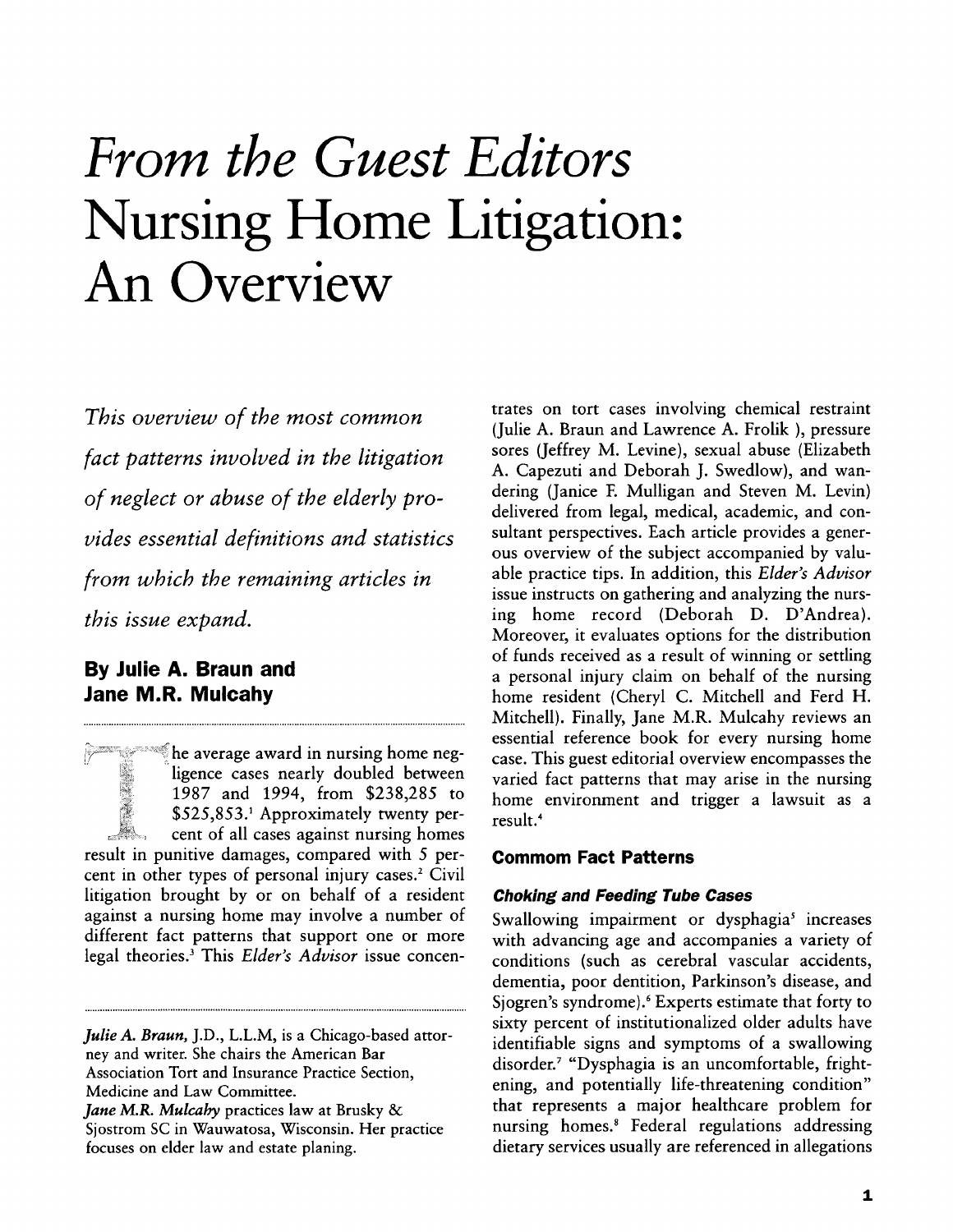# From the Guest Editors Nursing Home Litigation: An Overview

*This overview of the most common fact patterns involved in the litigation of neglect or abuse of the elderly provides essential definitions and statistics from which the remaining articles in this issue expand.*

### By Julie A. Braun and Jane M.R. Mulcahy

The average award in nursing home negligence cases nearly doubled between 1987 and 1994, from $238,285 to $525,853.[1] Approximately twenty percent of all cases against nursing homes result in punitive damages, compared with 5 percent in other types of personal injury cases.[2] Civil litigation brought by or on behalf of a resident against a nursing home may involve a number of different fact patterns that support one or more legal theories.[3] This *Elder's Advisor* issue concentrates on tort cases involving chemical restraint (Julie A. Braun and Lawrence A. Frolik ), pressure sores (Jeffrey M. Levine), sexual abuse (Elizabeth A. Capezuti and Deborah J. Swedlow), and wandering (Janice F. Mulligan and Steven M. Levin) delivered from legal, medical, academic, and consultant perspectives. Each article provides a generous overview of the subject accompanied by valuable practice tips. In addition, this *Elder's Advisor* issue instructs on gathering and analyzing the nursing home record (Deborah D. D'Andrea). Moreover, it evaluates options for the distribution of funds received as a result of winning or settling a personal injury claim on behalf of the nursing home resident (Cheryl C. Mitchell and Ferd H. Mitchell). Finally, Jane M.R. Mulcahy reviews an essential reference book for every nursing home case. This guest editorial overview encompasses the varied fact patterns that may arise in the nursing home environment and trigger a lawsuit as a result.[4]

*Julie A. Braun,* J.D., L.L.M, is a Chicago-based attorney and writer. She chairs the American Bar Association Tort and Insurance Practice Section, Medicine and Law Committee.

*Jane M.R. Mulcahy* practices law at Brusky & Sjostrom SC in Wauwatosa, Wisconsin. Her practice focuses on elder law and estate planing.

## Commom Fact Patterns

### *Choking and Feeding Tube Cases*

Swallowing impairment or dysphagia[5] increases with advancing age and accompanies a variety of conditions (such as cerebral vascular accidents, dementia, poor dentition, Parkinson's disease, and Sjogren's syndrome).[6] Experts estimate that forty to sixty percent of institutionalized older adults have identifiable signs and symptoms of a swallowing disorder.[7] "Dysphagia is an uncomfortable, frightening, and potentially life-threatening condition" that represents a major healthcare problem for nursing homes.[8] Federal regulations addressing dietary services usually are referenced in allegations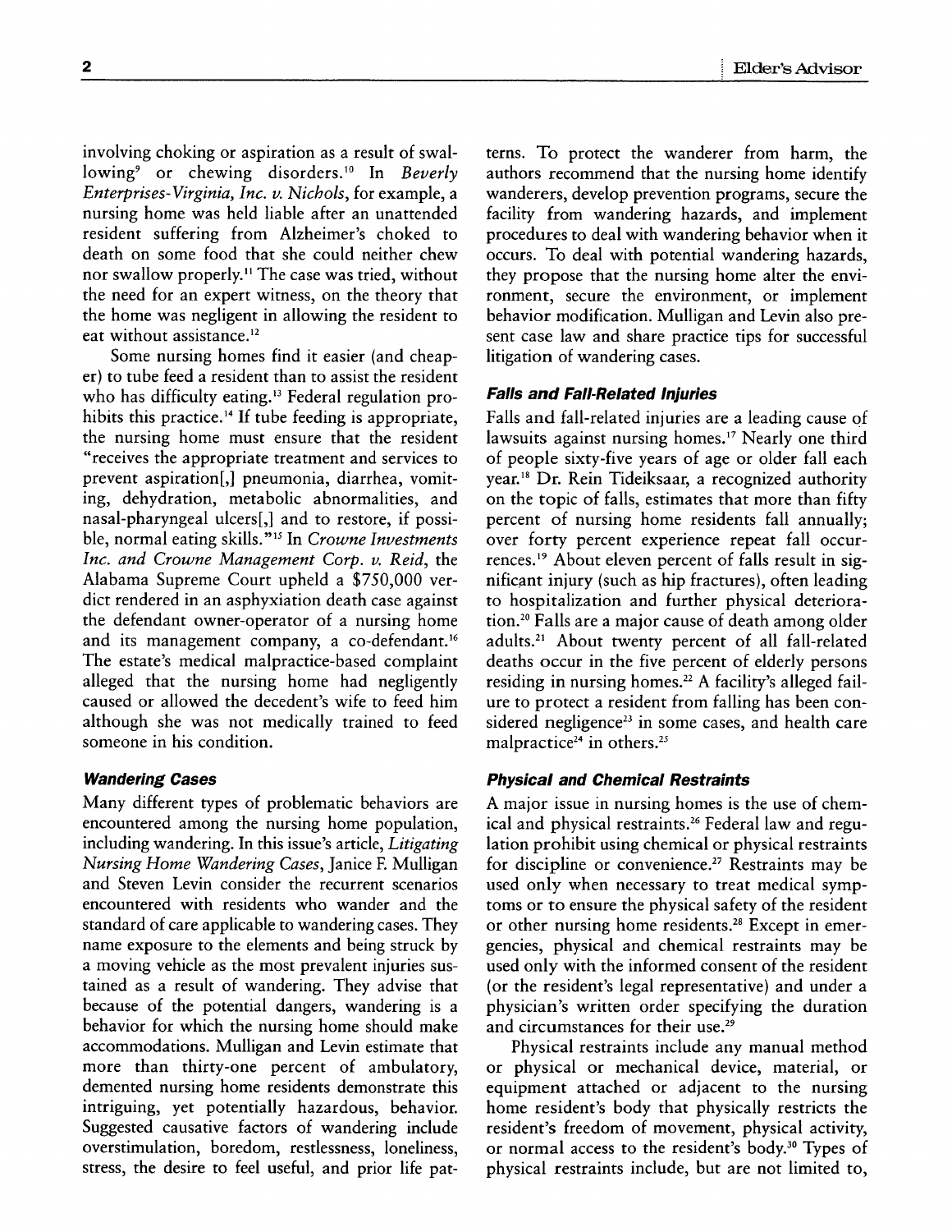involving choking or aspiration as a result of swallowing[9] or chewing disorders.[10] In *Beverly Enterprises-Virginia, Inc. v. Nichols*, for example, a nursing home was held liable after an unattended resident suffering from Alzheimer's choked to death on some food that she could neither chew nor swallow properly.[11] The case was tried, without the need for an expert witness, on the theory that the home was negligent in allowing the resident to eat without assistance.[12]

Some nursing homes find it easier (and cheaper) to tube feed a resident than to assist the resident who has difficulty eating.[13] Federal regulation prohibits this practice.[14] If tube feeding is appropriate, the nursing home must ensure that the resident "receives the appropriate treatment and services to prevent aspiration[,] pneumonia, diarrhea, vomiting, dehydration, metabolic abnormalities, and nasal-pharyngeal ulcers[,] and to restore, if possible, normal eating skills."[15] In *Crowne Investments Inc. and Crowne Management Corp. v. Reid*, the Alabama Supreme Court upheld a $750,000 verdict rendered in an asphyxiation death case against the defendant owner-operator of a nursing home and its management company, a co-defendant.[16] The estate's medical malpractice-based complaint alleged that the nursing home had negligently caused or allowed the decedent's wife to feed him although she was not medically trained to feed someone in his condition.

### Wandering Cases

Many different types of problematic behaviors are encountered among the nursing home population, including wandering. In this issue's article, *Litigating Nursing Home Wandering Cases*, Janice F. Mulligan and Steven Levin consider the recurrent scenarios encountered with residents who wander and the standard of care applicable to wandering cases. They name exposure to the elements and being struck by a moving vehicle as the most prevalent injuries sustained as a result of wandering. They advise that because of the potential dangers, wandering is a behavior for which the nursing home should make accommodations. Mulligan and Levin estimate that more than thirty-one percent of ambulatory, demented nursing home residents demonstrate this intriguing, yet potentially hazardous, behavior. Suggested causative factors of wandering include overstimulation, boredom, restlessness, loneliness, stress, the desire to feel useful, and prior life patterns. To protect the wanderer from harm, the authors recommend that the nursing home identify wanderers, develop prevention programs, secure the facility from wandering hazards, and implement procedures to deal with wandering behavior when it occurs. To deal with potential wandering hazards, they propose that the nursing home alter the environment, secure the environment, or implement behavior modification. Mulligan and Levin also present case law and share practice tips for successful litigation of wandering cases.

### Falls and Fall-Related Injuries

Falls and fall-related injuries are a leading cause of lawsuits against nursing homes.[17] Nearly one third of people sixty-five years of age or older fall each year.[18] Dr. Rein Tideiksaar, a recognized authority on the topic of falls, estimates that more than fifty percent of nursing home residents fall annually; over forty percent experience repeat fall occurrences.[19] About eleven percent of falls result in significant injury (such as hip fractures), often leading to hospitalization and further physical deterioration.[20] Falls are a major cause of death among older adults.[21] About twenty percent of all fall-related deaths occur in the five percent of elderly persons residing in nursing homes.[22] A facility's alleged failure to protect a resident from falling has been considered negligence[23] in some cases, and health care malpractice[24] in others.[25]

### Physical and Chemical Restraints

A major issue in nursing homes is the use of chemical and physical restraints.[26] Federal law and regulation prohibit using chemical or physical restraints for discipline or convenience.[27] Restraints may be used only when necessary to treat medical symptoms or to ensure the physical safety of the resident or other nursing home residents.[28] Except in emergencies, physical and chemical restraints may be used only with the informed consent of the resident (or the resident's legal representative) and under a physician's written order specifying the duration and circumstances for their use.[29]

Physical restraints include any manual method or physical or mechanical device, material, or equipment attached or adjacent to the nursing home resident's body that physically restricts the resident's freedom of movement, physical activity, or normal access to the resident's body.[30] Types of physical restraints include, but are not limited to,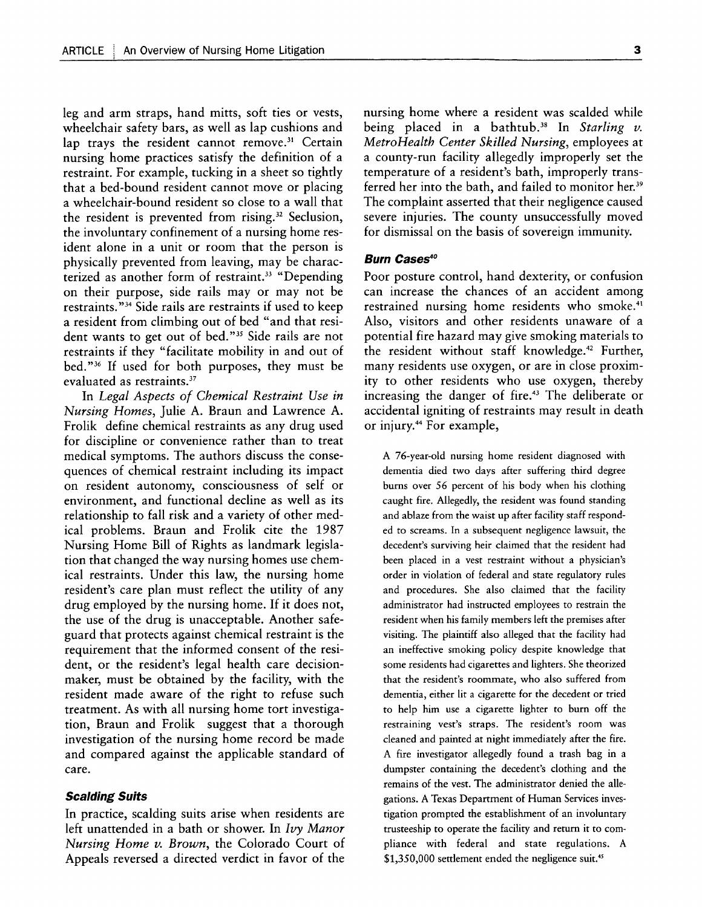leg and arm straps, hand mitts, soft ties or vests, wheelchair safety bars, as well as lap cushions and lap trays the resident cannot remove.[31] Certain nursing home practices satisfy the definition of a restraint. For example, tucking in a sheet so tightly that a bed-bound resident cannot move or placing a wheelchair-bound resident so close to a wall that the resident is prevented from rising.[32] Seclusion, the involuntary confinement of a nursing home resident alone in a unit or room that the person is physically prevented from leaving, may be characterized as another form of restraint.[33] "Depending on their purpose, side rails may or may not be restraints."[34] Side rails are restraints if used to keep a resident from climbing out of bed "and that resident wants to get out of bed."[35] Side rails are not restraints if they "facilitate mobility in and out of bed."[36] If used for both purposes, they must be evaluated as restraints.[37]

In *Legal Aspects of Chemical Restraint Use in Nursing Homes*, Julie A. Braun and Lawrence A. Frolik define chemical restraints as any drug used for discipline or convenience rather than to treat medical symptoms. The authors discuss the consequences of chemical restraint including its impact on resident autonomy, consciousness of self or environment, and functional decline as well as its relationship to fall risk and a variety of other medical problems. Braun and Frolik cite the 1987 Nursing Home Bill of Rights as landmark legislation that changed the way nursing homes use chemical restraints. Under this law, the nursing home resident's care plan must reflect the utility of any drug employed by the nursing home. If it does not, the use of the drug is unacceptable. Another safeguard that protects against chemical restraint is the requirement that the informed consent of the resident, or the resident's legal health care decision-maker, must be obtained by the facility, with the resident made aware of the right to refuse such treatment. As with all nursing home tort investigation, Braun and Frolik suggest that a thorough investigation of the nursing home record be made and compared against the applicable standard of care.

### Scalding Suits

In practice, scalding suits arise when residents are left unattended in a bath or shower. In *Ivy Manor Nursing Home v. Brown*, the Colorado Court of Appeals reversed a directed verdict in favor of the nursing home where a resident was scalded while being placed in a bathtub.[38] In *Starling v. MetroHealth Center Skilled Nursing*, employees at a county-run facility allegedly improperly set the temperature of a resident's bath, improperly transferred her into the bath, and failed to monitor her.[39] The complaint asserted that their negligence caused severe injuries. The county unsuccessfully moved for dismissal on the basis of sovereign immunity.

### Burn Cases[40]

Poor posture control, hand dexterity, or confusion can increase the chances of an accident among restrained nursing home residents who smoke.[41] Also, visitors and other residents unaware of a potential fire hazard may give smoking materials to the resident without staff knowledge.[42] Further, many residents use oxygen, or are in close proximity to other residents who use oxygen, thereby increasing the danger of fire.[43] The deliberate or accidental igniting of restraints may result in death or injury.[44] For example,

> A 76-year-old nursing home resident diagnosed with dementia died two days after suffering third degree burns over 56 percent of his body when his clothing caught fire. Allegedly, the resident was found standing and ablaze from the waist up after facility staff responded to screams. In a subsequent negligence lawsuit, the decedent's surviving heir claimed that the resident had been placed in a vest restraint without a physician's order in violation of federal and state regulatory rules and procedures. She also claimed that the facility administrator had instructed employees to restrain the resident when his family members left the premises after visiting. The plaintiff also alleged that the facility had an ineffective smoking policy despite knowledge that some residents had cigarettes and lighters. She theorized that the resident's roommate, who also suffered from dementia, either lit a cigarette for the decedent or tried to help him use a cigarette lighter to burn off the restraining vest's straps. The resident's room was cleaned and painted at night immediately after the fire. A fire investigator allegedly found a trash bag in a dumpster containing the decedent's clothing and the remains of the vest. The administrator denied the allegations. A Texas Department of Human Services investigation prompted the establishment of an involuntary trusteeship to operate the facility and return it to compliance with federal and state regulations. A $1,350,000 settlement ended the negligence suit.[45]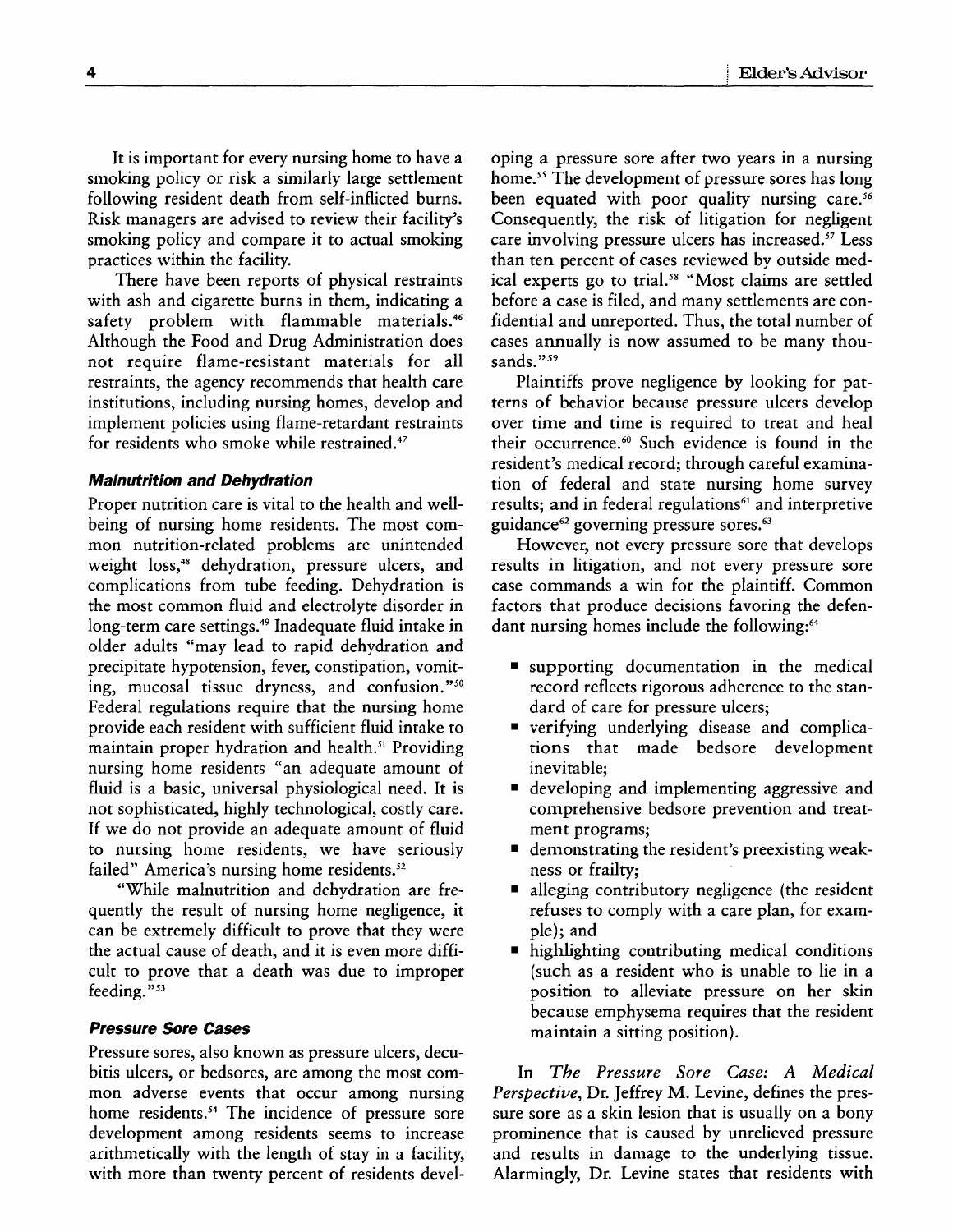It is important for every nursing home to have a smoking policy or risk a similarly large settlement following resident death from self-inflicted burns. Risk managers are advised to review their facility's smoking policy and compare it to actual smoking practices within the facility.

There have been reports of physical restraints with ash and cigarette burns in them, indicating a safety problem with flammable materials.[46] Although the Food and Drug Administration does not require flame-resistant materials for all restraints, the agency recommends that health care institutions, including nursing homes, develop and implement policies using flame-retardant restraints for residents who smoke while restrained.[47]

### Malnutrition and Dehydration

Proper nutrition care is vital to the health and well-being of nursing home residents. The most common nutrition-related problems are unintended weight loss,[48] dehydration, pressure ulcers, and complications from tube feeding. Dehydration is the most common fluid and electrolyte disorder in long-term care settings.[49] Inadequate fluid intake in older adults "may lead to rapid dehydration and precipitate hypotension, fever, constipation, vomiting, mucosal tissue dryness, and confusion."[50] Federal regulations require that the nursing home provide each resident with sufficient fluid intake to maintain proper hydration and health.[51] Providing nursing home residents "an adequate amount of fluid is a basic, universal physiological need. It is not sophisticated, highly technological, costly care. If we do not provide an adequate amount of fluid to nursing home residents, we have seriously failed" America's nursing home residents.[52]

"While malnutrition and dehydration are frequently the result of nursing home negligence, it can be extremely difficult to prove that they were the actual cause of death, and it is even more difficult to prove that a death was due to improper feeding."[53]

### Pressure Sore Cases

Pressure sores, also known as pressure ulcers, decubitis ulcers, or bedsores, are among the most common adverse events that occur among nursing home residents.[54] The incidence of pressure sore development among residents seems to increase arithmetically with the length of stay in a facility, with more than twenty percent of residents developing a pressure sore after two years in a nursing home.[55] The development of pressure sores has long been equated with poor quality nursing care.[56] Consequently, the risk of litigation for negligent care involving pressure ulcers has increased.[57] Less than ten percent of cases reviewed by outside medical experts go to trial.[58] "Most claims are settled before a case is filed, and many settlements are confidential and unreported. Thus, the total number of cases annually is now assumed to be many thousands."[59]

Plaintiffs prove negligence by looking for patterns of behavior because pressure ulcers develop over time and time is required to treat and heal their occurrence.[60] Such evidence is found in the resident's medical record; through careful examination of federal and state nursing home survey results; and in federal regulations[61] and interpretive guidance[62] governing pressure sores.[63]

However, not every pressure sore that develops results in litigation, and not every pressure sore case commands a win for the plaintiff. Common factors that produce decisions favoring the defendant nursing homes include the following:[64]

- supporting documentation in the medical record reflects rigorous adherence to the standard of care for pressure ulcers;
- verifying underlying disease and complications that made bedsore development inevitable;
- developing and implementing aggressive and comprehensive bedsore prevention and treatment programs;
- demonstrating the resident's preexisting weakness or frailty;
- alleging contributory negligence (the resident refuses to comply with a care plan, for example); and
- highlighting contributing medical conditions (such as a resident who is unable to lie in a position to alleviate pressure on her skin because emphysema requires that the resident maintain a sitting position).

In *The Pressure Sore Case: A Medical Perspective*, Dr. Jeffrey M. Levine, defines the pressure sore as a skin lesion that is usually on a bony prominence that is caused by unrelieved pressure and results in damage to the underlying tissue. Alarmingly, Dr. Levine states that residents with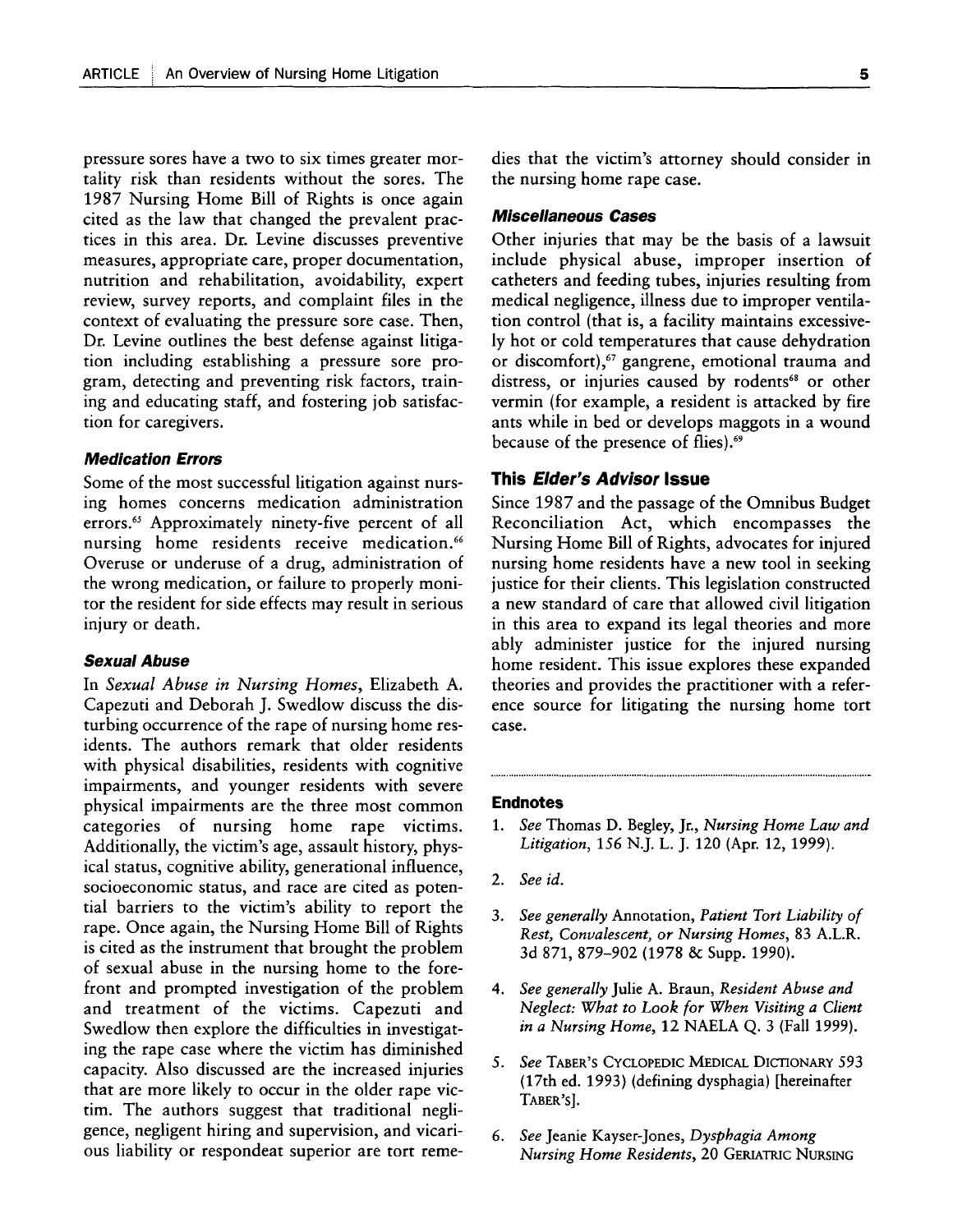pressure sores have a two to six times greater mortality risk than residents without the sores. The 1987 Nursing Home Bill of Rights is once again cited as the law that changed the prevalent practices in this area. Dr. Levine discusses preventive measures, appropriate care, proper documentation, nutrition and rehabilitation, avoidability, expert review, survey reports, and complaint files in the context of evaluating the pressure sore case. Then, Dr. Levine outlines the best defense against litigation including establishing a pressure sore program, detecting and preventing risk factors, training and educating staff, and fostering job satisfaction for caregivers.

#### *Medication Errors*

Some of the most successful litigation against nursing homes concerns medication administration errors.[65] Approximately ninety-five percent of all nursing home residents receive medication.[66] Overuse or underuse of a drug, administration of the wrong medication, or failure to properly monitor the resident for side effects may result in serious injury or death.

#### *Sexual Abuse*

In *Sexual Abuse in Nursing Homes*, Elizabeth A. Capezuti and Deborah J. Swedlow discuss the disturbing occurrence of the rape of nursing home residents. The authors remark that older residents with physical disabilities, residents with cognitive impairments, and younger residents with severe physical impairments are the three most common categories of nursing home rape victims. Additionally, the victim's age, assault history, physical status, cognitive ability, generational influence, socioeconomic status, and race are cited as potential barriers to the victim's ability to report the rape. Once again, the Nursing Home Bill of Rights is cited as the instrument that brought the problem of sexual abuse in the nursing home to the forefront and prompted investigation of the problem and treatment of the victims. Capezuti and Swedlow then explore the difficulties in investigating the rape case where the victim has diminished capacity. Also discussed are the increased injuries that are more likely to occur in the older rape victim. The authors suggest that traditional negligence, negligent hiring and supervision, and vicarious liability or respondeat superior are tort remedies that the victim's attorney should consider in the nursing home rape case.

#### *Miscellaneous Cases*

Other injuries that may be the basis of a lawsuit include physical abuse, improper insertion of catheters and feeding tubes, injuries resulting from medical negligence, illness due to improper ventilation control (that is, a facility maintains excessively hot or cold temperatures that cause dehydration or discomfort),[67] gangrene, emotional trauma and distress, or injuries caused by rodents[68] or other vermin (for example, a resident is attacked by fire ants while in bed or develops maggots in a wound because of the presence of flies).[69]

### This *Elder's Advisor* Issue

Since 1987 and the passage of the Omnibus Budget Reconciliation Act, which encompasses the Nursing Home Bill of Rights, advocates for injured nursing home residents have a new tool in seeking justice for their clients. This legislation constructed a new standard of care that allowed civil litigation in this area to expand its legal theories and more ably administer justice for the injured nursing home resident. This issue explores these expanded theories and provides the practitioner with a reference source for litigating the nursing home tort case.

---

#### Endnotes

1. *See* Thomas D. Begley, Jr., *Nursing Home Law and Litigation*, 156 N.J. L. J. 120 (Apr. 12, 1999).
2. *See id.*
3. *See generally* Annotation, *Patient Tort Liability of Rest, Convalescent, or Nursing Homes*, 83 A.L.R. 3d 871, 879–902 (1978 & Supp. 1990).
4. *See generally* Julie A. Braun, *Resident Abuse and Neglect: What to Look for When Visiting a Client in a Nursing Home*, 12 NAELA Q. 3 (Fall 1999).
5. *See* TABER'S CYCLOPEDIC MEDICAL DICTIONARY 593 (17th ed. 1993) (defining dysphagia) [hereinafter TABER'S].
6. *See* Jeanie Kayser-Jones, *Dysphagia Among Nursing Home Residents*, 20 GERIATRIC NURSING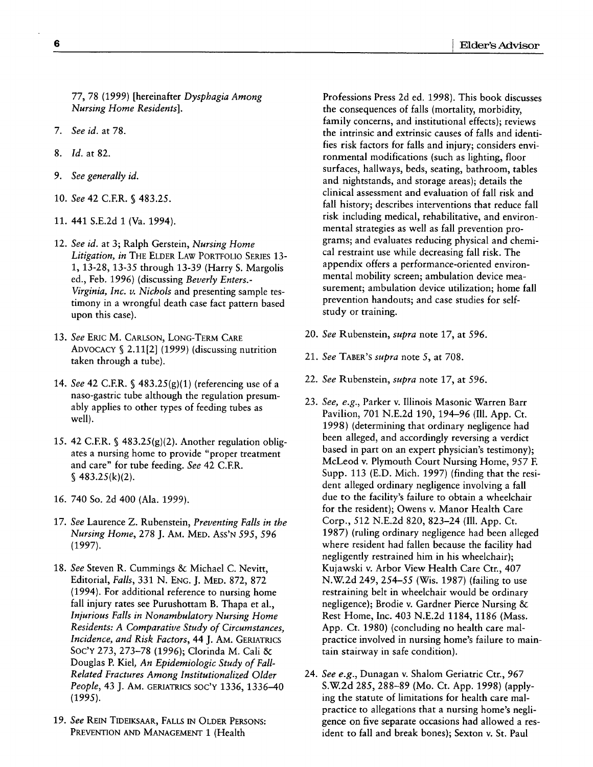77, 78 (1999) [hereinafter *Dysphagia Among Nursing Home Residents*].

7. *See id.* at 78.

8. *Id.* at 82.

9. *See generally id.*

10. *See* 42 C.F.R. § 483.25.

11. 441 S.E.2d 1 (Va. 1994).

12. *See id.* at 3; Ralph Gerstein, *Nursing Home Litigation, in* THE ELDER LAW PORTFOLIO SERIES 13-1, 13-28, 13-35 through 13-39 (Harry S. Margolis ed., Feb. 1996) (discussing *Beverly Enters.-Virginia, Inc. v. Nichols* and presenting sample testimony in a wrongful death case fact pattern based upon this case).

13. *See* ERIC M. CARLSON, LONG-TERM CARE ADVOCACY § 2.11[2] (1999) (discussing nutrition taken through a tube).

14. *See* 42 C.F.R. § 483.25(g)(1) (referencing use of a naso-gastric tube although the regulation presumably applies to other types of feeding tubes as well).

15. 42 C.F.R. § 483.25(g)(2). Another regulation obligates a nursing home to provide "proper treatment and care" for tube feeding. *See* 42 C.F.R. § 483.25(k)(2).

16. 740 So. 2d 400 (Ala. 1999).

17. *See* Laurence Z. Rubenstein, *Preventing Falls in the Nursing Home*, 278 J. AM. MED. ASS'N 595, 596 (1997).

18. *See* Steven R. Cummings & Michael C. Nevitt, Editorial, *Falls*, 331 N. ENG. J. MED. 872, 872 (1994). For additional reference to nursing home fall injury rates see Purushottam B. Thapa et al., *Injurious Falls in Nonambulatory Nursing Home Residents: A Comparative Study of Circumstances, Incidence, and Risk Factors*, 44 J. AM. GERIATRICS SOC'Y 273, 273–78 (1996); Clorinda M. Cali & Douglas P. Kiel, *An Epidemiologic Study of Fall-Related Fractures Among Institutionalized Older People*, 43 J. AM. GERIATRICS SOC'Y 1336, 1336–40 (1995).

19. *See* REIN TIDEIKSAAR, FALLS IN OLDER PERSONS: PREVENTION AND MANAGEMENT 1 (Health Professions Press 2d ed. 1998). This book discusses the consequences of falls (mortality, morbidity, family concerns, and institutional effects); reviews the intrinsic and extrinsic causes of falls and identifies risk factors for falls and injury; considers environmental modifications (such as lighting, floor surfaces, hallways, beds, seating, bathroom, tables and nightstands, and storage areas); details the clinical assessment and evaluation of fall risk and fall history; describes interventions that reduce fall risk including medical, rehabilitative, and environmental strategies as well as fall prevention programs; and evaluates reducing physical and chemical restraint use while decreasing fall risk. The appendix offers a performance-oriented environmental mobility screen; ambulation device measurement; ambulation device utilization; home fall prevention handouts; and case studies for self-study or training.

20. *See* Rubenstein, *supra* note 17, at 596.

21. *See* TABER'S *supra* note 5, at 708.

22. *See* Rubenstein, *supra* note 17, at 596.

23. *See, e.g.*, Parker v. Illinois Masonic Warren Barr Pavilion, 701 N.E.2d 190, 194–96 (Ill. App. Ct. 1998) (determining that ordinary negligence had been alleged, and accordingly reversing a verdict based in part on an expert physician's testimony); McLeod v. Plymouth Court Nursing Home, 957 F. Supp. 113 (E.D. Mich. 1997) (finding that the resident alleged ordinary negligence involving a fall due to the facility's failure to obtain a wheelchair for the resident); Owens v. Manor Health Care Corp., 512 N.E.2d 820, 823–24 (Ill. App. Ct. 1987) (ruling ordinary negligence had been alleged where resident had fallen because the facility had negligently restrained him in his wheelchair); Kujawski v. Arbor View Health Care Ctr., 407 N.W.2d 249, 254–55 (Wis. 1987) (failing to use restraining belt in wheelchair would be ordinary negligence); Brodie v. Gardner Pierce Nursing & Rest Home, Inc. 403 N.E.2d 1184, 1186 (Mass. App. Ct. 1980) (concluding no health care malpractice involved in nursing home's failure to maintain stairway in safe condition).

24. *See e.g.*, Dunagan v. Shalom Geriatric Ctr., 967 S.W.2d 285, 288–89 (Mo. Ct. App. 1998) (applying the statute of limitations for health care malpractice to allegations that a nursing home's negligence on five separate occasions had allowed a resident to fall and break bones); Sexton v. St. Paul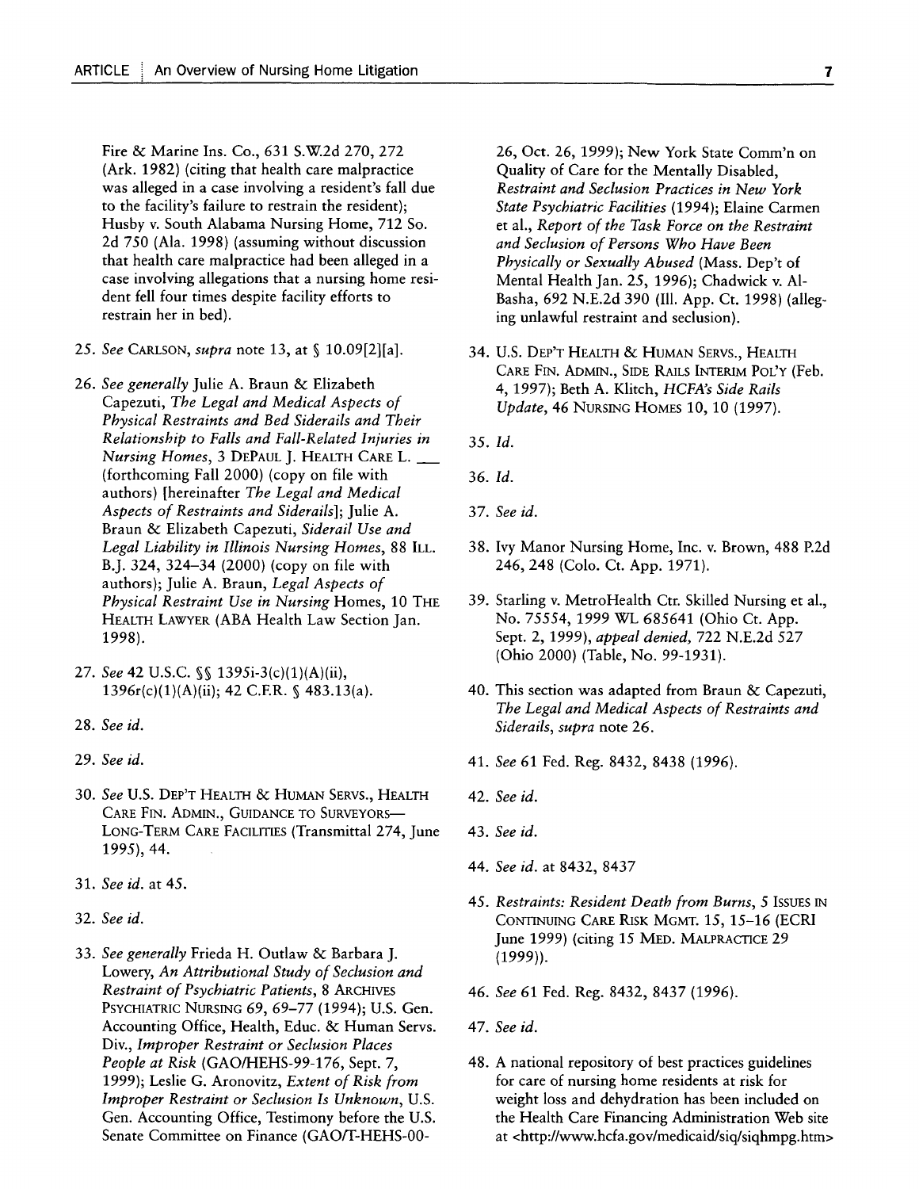Fire & Marine Ins. Co., 631 S.W.2d 270, 272 (Ark. 1982) (citing that health care malpractice was alleged in a case involving a resident's fall due to the facility's failure to restrain the resident); Husby v. South Alabama Nursing Home, 712 So. 2d 750 (Ala. 1998) (assuming without discussion that health care malpractice had been alleged in a case involving allegations that a nursing home resident fell four times despite facility efforts to restrain her in bed).

25. *See* CARLSON, *supra* note 13, at § 10.09[2][a].

26. *See generally* Julie A. Braun & Elizabeth Capezuti, *The Legal and Medical Aspects of Physical Restraints and Bed Siderails and Their Relationship to Falls and Fall-Related Injuries in Nursing Homes*, 3 DEPAUL J. HEALTH CARE L. ___ (forthcoming Fall 2000) (copy on file with authors) [hereinafter *The Legal and Medical Aspects of Restraints and Siderails*]; Julie A. Braun & Elizabeth Capezuti, *Siderail Use and Legal Liability in Illinois Nursing Homes*, 88 ILL. B.J. 324, 324–34 (2000) (copy on file with authors); Julie A. Braun, *Legal Aspects of Physical Restraint Use in Nursing* Homes, 10 THE HEALTH LAWYER (ABA Health Law Section Jan. 1998).

27. *See* 42 U.S.C. §§ 1395i-3(c)(1)(A)(ii), 1396r(c)(1)(A)(ii); 42 C.F.R. § 483.13(a).

28. *See id.*

29. *See id.*

30. *See* U.S. DEP'T HEALTH & HUMAN SERVS., HEALTH CARE FIN. ADMIN., GUIDANCE TO SURVEYORS—LONG-TERM CARE FACILITIES (Transmittal 274, June 1995), 44.

31. *See id.* at 45.

32. *See id.*

33. *See generally* Frieda H. Outlaw & Barbara J. Lowery, *An Attributional Study of Seclusion and Restraint of Psychiatric Patients*, 8 ARCHIVES PSYCHIATRIC NURSING 69, 69–77 (1994); U.S. Gen. Accounting Office, Health, Educ. & Human Servs. Div., *Improper Restraint or Seclusion Places People at Risk* (GAO/HEHS-99-176, Sept. 7, 1999); Leslie G. Aronovitz, *Extent of Risk from Improper Restraint or Seclusion Is Unknown*, U.S. Gen. Accounting Office, Testimony before the U.S. Senate Committee on Finance (GAO/T-HEHS-00-26, Oct. 26, 1999); New York State Comm'n on Quality of Care for the Mentally Disabled, *Restraint and Seclusion Practices in New York State Psychiatric Facilities* (1994); Elaine Carmen et al., *Report of the Task Force on the Restraint and Seclusion of Persons Who Have Been Physically or Sexually Abused* (Mass. Dep't of Mental Health Jan. 25, 1996); Chadwick v. Al-Basha, 692 N.E.2d 390 (Ill. App. Ct. 1998) (alleging unlawful restraint and seclusion).

34. U.S. DEP'T HEALTH & HUMAN SERVS., HEALTH CARE FIN. ADMIN., SIDE RAILS INTERIM POL'Y (Feb. 4, 1997); Beth A. Klitch, *HCFA's Side Rails Update*, 46 NURSING HOMES 10, 10 (1997).

35. *Id.*

36. *Id.*

37. *See id.*

38. Ivy Manor Nursing Home, Inc. v. Brown, 488 P.2d 246, 248 (Colo. Ct. App. 1971).

39. Starling v. MetroHealth Ctr. Skilled Nursing et al., No. 75554, 1999 WL 685641 (Ohio Ct. App. Sept. 2, 1999), *appeal denied*, 722 N.E.2d 527 (Ohio 2000) (Table, No. 99-1931).

40. This section was adapted from Braun & Capezuti, *The Legal and Medical Aspects of Restraints and Siderails*, *supra* note 26.

41. *See* 61 Fed. Reg. 8432, 8438 (1996).

42. *See id.*

43. *See id.*

44. *See id.* at 8432, 8437

45. *Restraints: Resident Death from Burns*, 5 ISSUES IN CONTINUING CARE RISK MGMT. 15, 15–16 (ECRI June 1999) (citing 15 MED. MALPRACTICE 29 (1999)).

46. *See* 61 Fed. Reg. 8432, 8437 (1996).

47. *See id.*

48. A national repository of best practices guidelines for care of nursing home residents at risk for weight loss and dehydration has been included on the Health Care Financing Administration Web site at <http://www.hcfa.gov/medicaid/siq/siqhmpg.htm>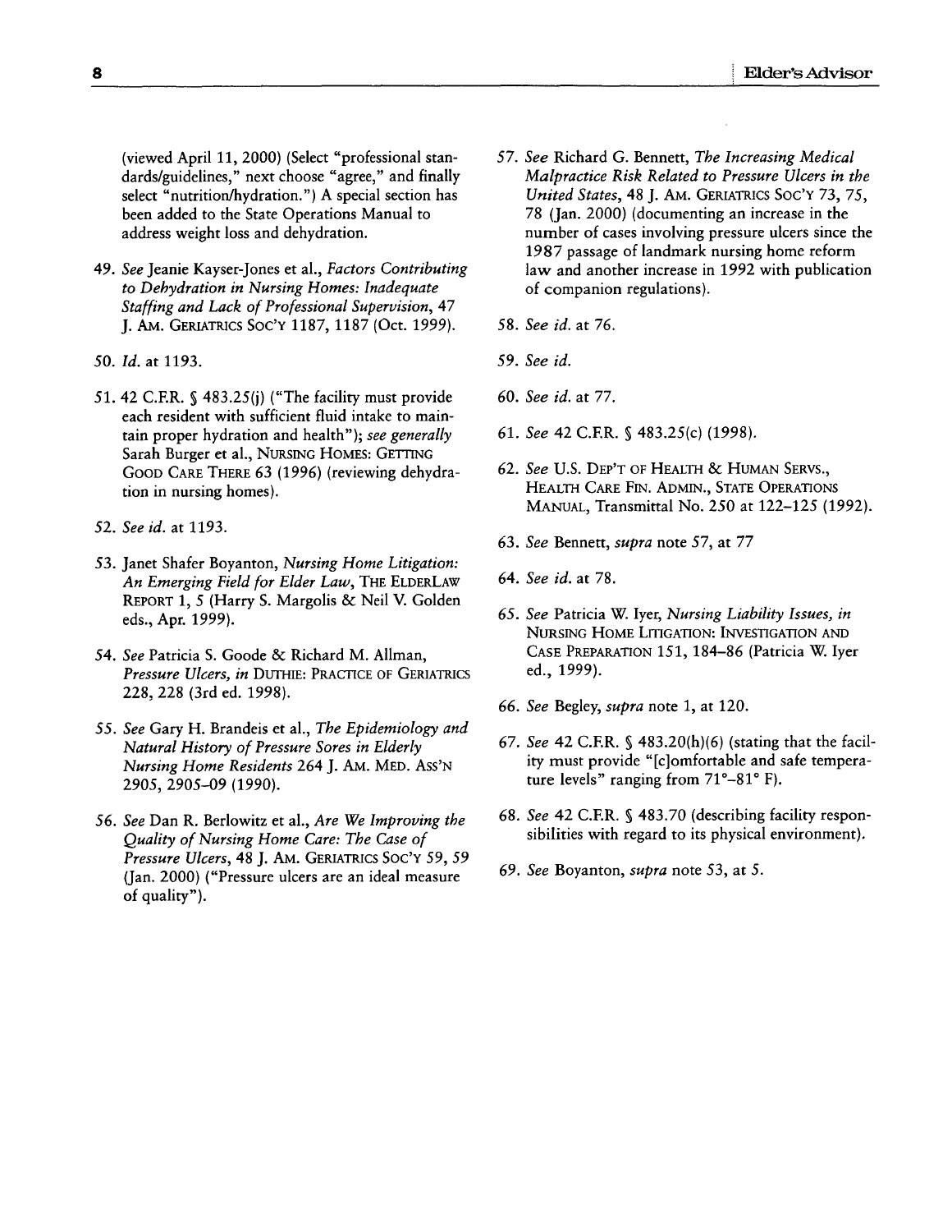(viewed April 11, 2000) (Select "professional standards/guidelines," next choose "agree," and finally select "nutrition/hydration.") A special section has been added to the State Operations Manual to address weight loss and dehydration.

49. *See* Jeanie Kayser-Jones et al., *Factors Contributing to Dehydration in Nursing Homes: Inadequate Staffing and Lack of Professional Supervision*, 47 J. AM. GERIATRICS SOC'Y 1187, 1187 (Oct. 1999).

50. *Id.* at 1193.

51. 42 C.F.R. § 483.25(j) ("The facility must provide each resident with sufficient fluid intake to maintain proper hydration and health"); *see generally* Sarah Burger et al., NURSING HOMES: GETTING GOOD CARE THERE 63 (1996) (reviewing dehydration in nursing homes).

52. *See id.* at 1193.

53. Janet Shafer Boyanton, *Nursing Home Litigation: An Emerging Field for Elder Law*, THE ELDERLAW REPORT 1, 5 (Harry S. Margolis & Neil V. Golden eds., Apr. 1999).

54. *See* Patricia S. Goode & Richard M. Allman, *Pressure Ulcers, in* DUTHIE: PRACTICE OF GERIATRICS 228, 228 (3rd ed. 1998).

55. *See* Gary H. Brandeis et al., *The Epidemiology and Natural History of Pressure Sores in Elderly Nursing Home Residents* 264 J. AM. MED. ASS'N 2905, 2905–09 (1990).

56. *See* Dan R. Berlowitz et al., *Are We Improving the Quality of Nursing Home Care: The Case of Pressure Ulcers*, 48 J. AM. GERIATRICS SOC'Y 59, 59 (Jan. 2000) ("Pressure ulcers are an ideal measure of quality").

57. *See* Richard G. Bennett, *The Increasing Medical Malpractice Risk Related to Pressure Ulcers in the United States*, 48 J. AM. GERIATRICS SOC'Y 73, 75, 78 (Jan. 2000) (documenting an increase in the number of cases involving pressure ulcers since the 1987 passage of landmark nursing home reform law and another increase in 1992 with publication of companion regulations).

58. *See id.* at 76.

59. *See id.*

60. *See id.* at 77.

61. *See* 42 C.F.R. § 483.25(c) (1998).

62. *See* U.S. DEP'T OF HEALTH & HUMAN SERVS., HEALTH CARE FIN. ADMIN., STATE OPERATIONS MANUAL, Transmittal No. 250 at 122–125 (1992).

63. *See* Bennett, *supra* note 57, at 77

64. *See id.* at 78.

65. *See* Patricia W. Iyer, *Nursing Liability Issues, in* NURSING HOME LITIGATION: INVESTIGATION AND CASE PREPARATION 151, 184–86 (Patricia W. Iyer ed., 1999).

66. *See* Begley, *supra* note 1, at 120.

67. *See* 42 C.F.R. § 483.20(h)(6) (stating that the facility must provide "[c]omfortable and safe temperature levels" ranging from 71°–81° F).

68. *See* 42 C.F.R. § 483.70 (describing facility responsibilities with regard to its physical environment).

69. *See* Boyanton, *supra* note 53, at 5.